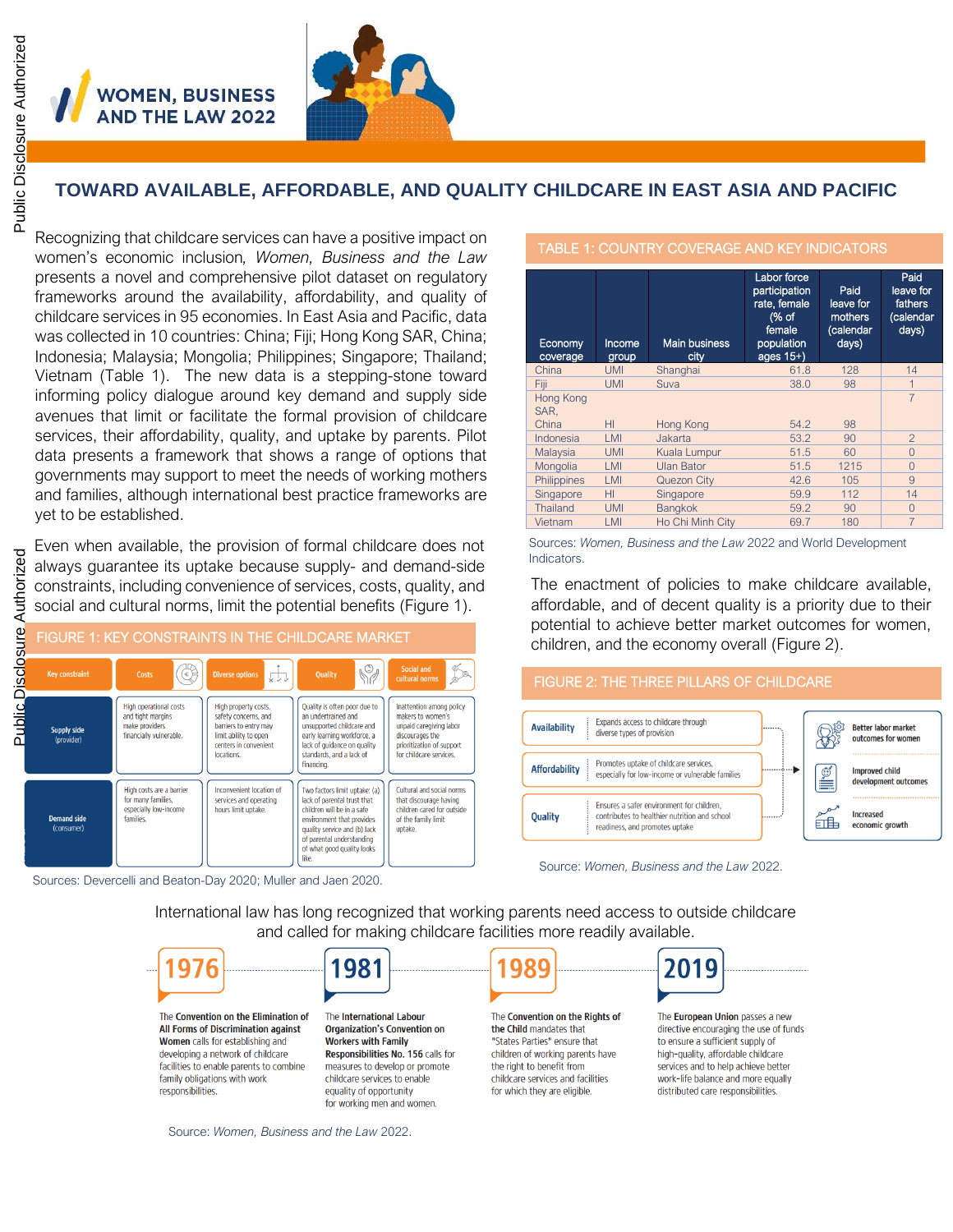# WOMEN, BUSINESS AND THE LAW 2022

## TOWARD AVAILABLE, AFFORDABLE, AND QUALITY CHILDCARE IN EAST ASIA AND PACIFIC

Recognizing that childcare services can have a positive impact on women's economic inclusion, *Women, Business and the Law* presents a novel and comprehensive pilot dataset on regulatory frameworks around the availability, affordability, and quality of childcare services in 95 economies. In East Asia and Pacific, data was collected in 10 countries: China; Fiji; Hong Kong SAR, China; Indonesia; Malaysia; Mongolia; Philippines; Singapore; Thailand; Vietnam (Table 1). The new data is a stepping-stone toward informing policy dialogue around key demand and supply side avenues that limit or facilitate the formal provision of childcare services, their affordability, quality, and uptake by parents. Pilot data presents a framework that shows a range of options that governments may support to meet the needs of working mothers and families, although international best practice frameworks are yet to be established.

Even when available, the provision of formal childcare does not always guarantee its uptake because supply- and demand-side constraints, including convenience of services, costs, quality, and social and cultural norms, limit the potential benefits (Figure 1).

### FIGURE 1: KEY CONSTRAINTS IN THE CHILDCARE MARKET

| Key constraint | Costs | Diverse options | Quality | Social and cultural norms |
|---|---|---|---|---|
| Supply side (provider) | High operational costs and tight margins make providers financially vulnerable. | High property costs, safety concerns, and barriers to entry may limit ability to open centers in convenient locations. | Quality is often poor due to an undertrained and unsupported childcare and early learning workforce, a lack of guidance on quality standards, and a lack of financing. | Inattention among policy makers to women's unpaid caregiving labor discourages the prioritization of support for childcare services. |
| Demand side (consumer) | High costs are a barrier for many families, especially low-income families. | Inconvenient location of services and operating hours limit uptake. | Two factors limit uptake: (a) lack of parental trust that children will be in a safe environment that provides quality service and (b) lack of parental understanding of what good quality looks like. | Cultural and social norms that discourage having children cared for outside of the family limit uptake. |

Sources: Devercelli and Beaton-Day 2020; Muller and Jaen 2020.

### TABLE 1: COUNTRY COVERAGE AND KEY INDICATORS

| Economy coverage | Income group | Main business city | Labor force participation rate, female (% of female population ages 15+) | Paid leave for mothers (calendar days) | Paid leave for fathers (calendar days) |
|---|---|---|---|---|---|
| China | UMI | Shanghai | 61.8 | 128 | 14 |
| Fiji | UMI | Suva | 38.0 | 98 | 1 |
| Hong Kong SAR, China | HI | Hong Kong | 54.2 | 98 | 7 |
| Indonesia | LMI | Jakarta | 53.2 | 90 | 2 |
| Malaysia | UMI | Kuala Lumpur | 51.5 | 60 | 0 |
| Mongolia | LMI | Ulan Bator | 51.5 | 1215 | 0 |
| Philippines | LMI | Quezon City | 42.6 | 105 | 9 |
| Singapore | HI | Singapore | 59.9 | 112 | 14 |
| Thailand | UMI | Bangkok | 59.2 | 90 | 0 |
| Vietnam | LMI | Ho Chi Minh City | 69.7 | 180 | 7 |

Sources: *Women, Business and the Law* 2022 and World Development Indicators.

The enactment of policies to make childcare available, affordable, and of decent quality is a priority due to their potential to achieve better market outcomes for women, children, and the economy overall (Figure 2).

### FIGURE 2: THE THREE PILLARS OF CHILDCARE

- **Availability** — Expands access to childcare through diverse types of provision
- **Affordability** — Promotes uptake of childcare services, especially for low-income or vulnerable families
- **Quality** — Ensures a safer environment for children, contributes to healthier nutrition and school readiness, and promotes uptake

Outcomes:
- Better labor market outcomes for women
- Improved child development outcomes
- Increased economic growth

Source: *Women, Business and the Law* 2022.

International law has long recognized that working parents need access to outside childcare and called for making childcare facilities more readily available.

**1976** — The **Convention on the Elimination of All Forms of Discrimination against Women** calls for establishing and developing a network of childcare facilities to enable parents to combine family obligations with work responsibilities.

**1981** — The **International Labour Organization's Convention on Workers with Family Responsibilities No. 156** calls for measures to develop or promote childcare services to enable equality of opportunity for working men and women.

**1989** — The **Convention on the Rights of the Child** mandates that "States Parties" ensure that children of working parents have the right to benefit from childcare services and facilities for which they are eligible.

**2019** — The **European Union** passes a new directive encouraging the use of funds to ensure a sufficient supply of high-quality, affordable childcare services and to help achieve better work-life balance and more equally distributed care responsibilities.

Source: *Women, Business and the Law* 2022.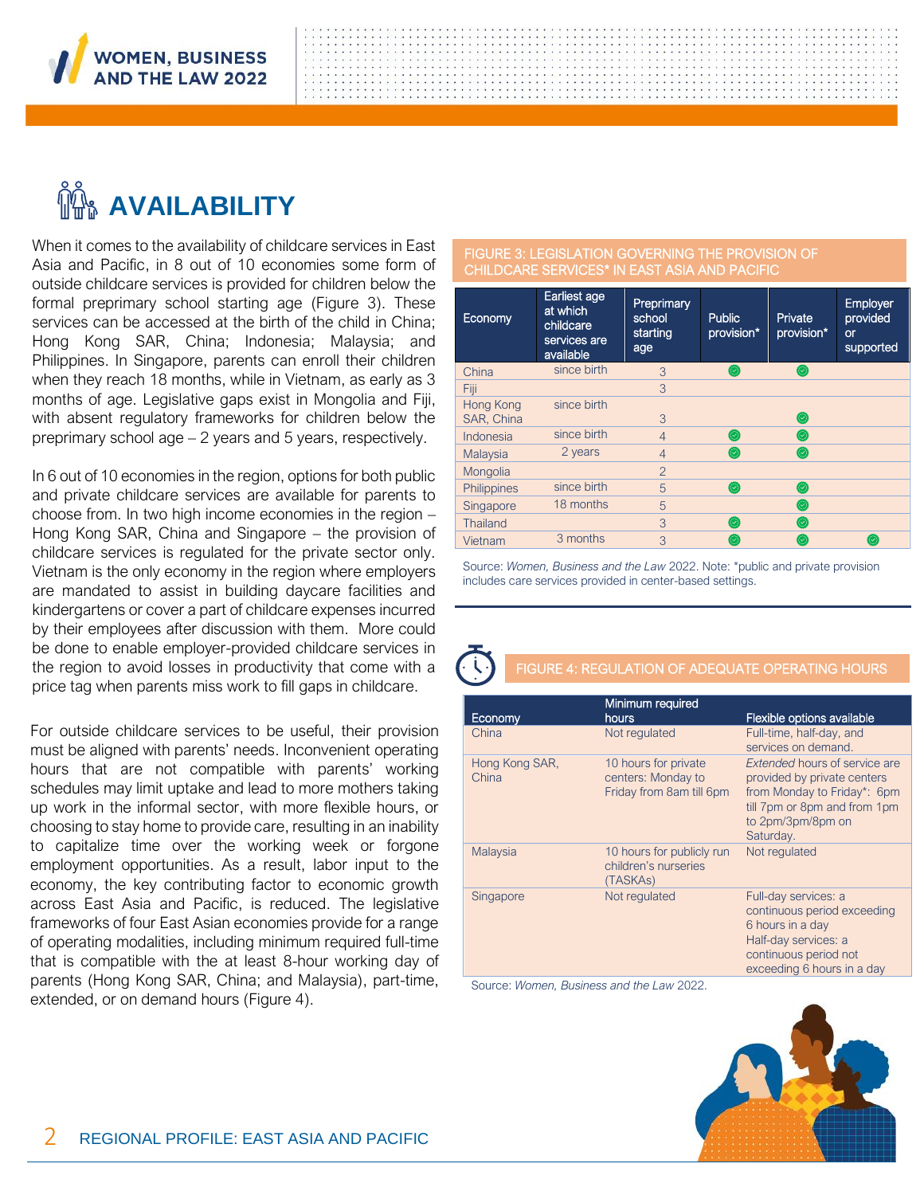## AVAILABILITY

When it comes to the availability of childcare services in East Asia and Pacific, in 8 out of 10 economies some form of outside childcare services is provided for children below the formal preprimary school starting age (Figure 3). These services can be accessed at the birth of the child in China; Hong Kong SAR, China; Indonesia; Malaysia; and Philippines. In Singapore, parents can enroll their children when they reach 18 months, while in Vietnam, as early as 3 months of age. Legislative gaps exist in Mongolia and Fiji, with absent regulatory frameworks for children below the preprimary school age – 2 years and 5 years, respectively.

In 6 out of 10 economies in the region, options for both public and private childcare services are available for parents to choose from. In two high income economies in the region – Hong Kong SAR, China and Singapore – the provision of childcare services is regulated for the private sector only. Vietnam is the only economy in the region where employers are mandated to assist in building daycare facilities and kindergartens or cover a part of childcare expenses incurred by their employees after discussion with them. More could be done to enable employer-provided childcare services in the region to avoid losses in productivity that come with a price tag when parents miss work to fill gaps in childcare.

For outside childcare services to be useful, their provision must be aligned with parents' needs. Inconvenient operating hours that are not compatible with parents' working schedules may limit uptake and lead to more mothers taking up work in the informal sector, with more flexible hours, or choosing to stay home to provide care, resulting in an inability to capitalize time over the working week or forgone employment opportunities. As a result, labor input to the economy, the key contributing factor to economic growth across East Asia and Pacific, is reduced. The legislative frameworks of four East Asian economies provide for a range of operating modalities, including minimum required full-time that is compatible with the at least 8-hour working day of parents (Hong Kong SAR, China; and Malaysia), part-time, extended, or on demand hours (Figure 4).

FIGURE 3: LEGISLATION GOVERNING THE PROVISION OF CHILDCARE SERVICES* IN EAST ASIA AND PACIFIC

| Economy | Earliest age at which childcare services are available | Preprimary school starting age | Public provision* | Private provision* | Employer provided or supported |
|---|---|---|---|---|---|
| China | since birth | 3 | ✓ | ✓ | |
| Fiji | | 3 | | | |
| Hong Kong SAR, China | since birth | 3 | | ✓ | |
| Indonesia | since birth | 4 | ✓ | ✓ | |
| Malaysia | 2 years | 4 | ✓ | ✓ | |
| Mongolia | | 2 | | | |
| Philippines | since birth | 5 | ✓ | ✓ | |
| Singapore | 18 months | 5 | | ✓ | |
| Thailand | | 3 | ✓ | ✓ | |
| Vietnam | 3 months | 3 | ✓ | ✓ | ✓ |

Source: *Women, Business and the Law* 2022. Note: *public and private provision includes care services provided in center-based settings.

FIGURE 4: REGULATION OF ADEQUATE OPERATING HOURS

| Economy | Minimum required hours | Flexible options available |
|---|---|---|
| China | Not regulated | Full-time, half-day, and services on demand. |
| Hong Kong SAR, China | 10 hours for private centers: Monday to Friday from 8am till 6pm | *Extended* hours of service are provided by private centers from Monday to Friday*: 6pm till 7pm or 8pm and from 1pm to 2pm/3pm/8pm on Saturday. |
| Malaysia | 10 hours for publicly run children's nurseries (TASKAs) | Not regulated |
| Singapore | Not regulated | Full-day services: a continuous period exceeding 6 hours in a day<br>Half-day services: a continuous period not exceeding 6 hours in a day |

Source: *Women, Business and the Law* 2022.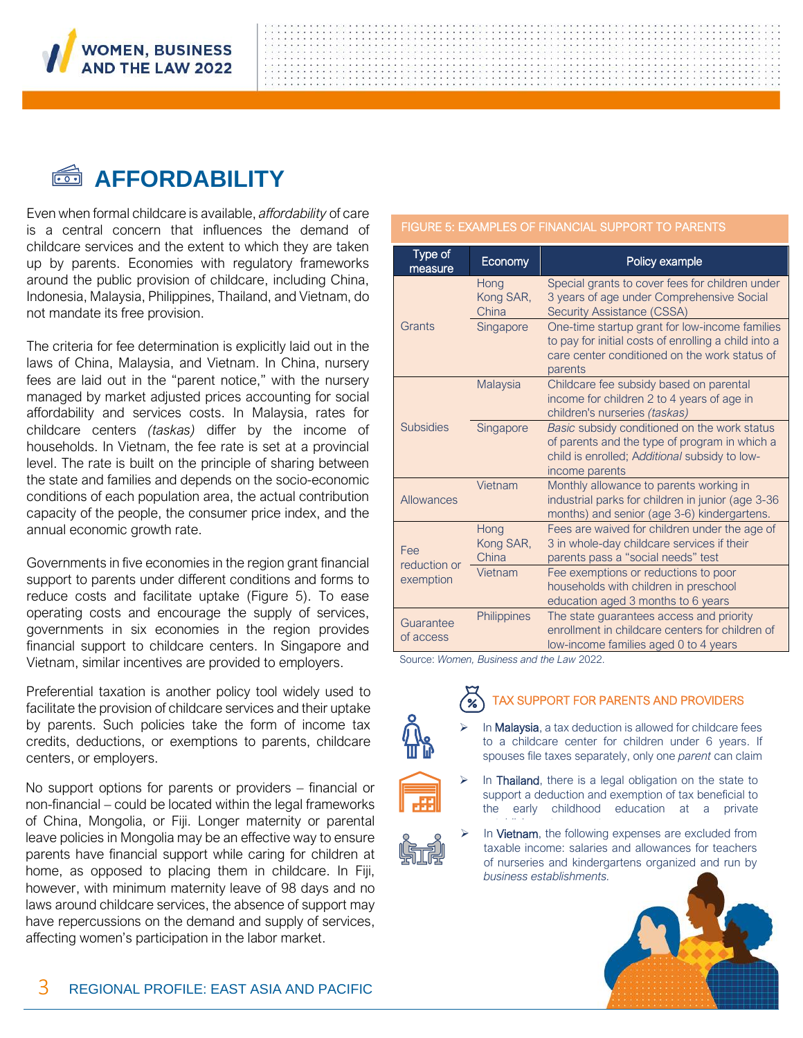# AFFORDABILITY

Even when formal childcare is available, *affordability* of care is a central concern that influences the demand of childcare services and the extent to which they are taken up by parents. Economies with regulatory frameworks around the public provision of childcare, including China, Indonesia, Malaysia, Philippines, Thailand, and Vietnam, do not mandate its free provision.

The criteria for fee determination is explicitly laid out in the laws of China, Malaysia, and Vietnam. In China, nursery fees are laid out in the "parent notice," with the nursery managed by market adjusted prices accounting for social affordability and services costs. In Malaysia, rates for childcare centers *(taskas)* differ by the income of households. In Vietnam, the fee rate is set at a provincial level. The rate is built on the principle of sharing between the state and families and depends on the socio-economic conditions of each population area, the actual contribution capacity of the people, the consumer price index, and the annual economic growth rate.

Governments in five economies in the region grant financial support to parents under different conditions and forms to reduce costs and facilitate uptake (Figure 5). To ease operating costs and encourage the supply of services, governments in six economies in the region provides financial support to childcare centers. In Singapore and Vietnam, similar incentives are provided to employers.

Preferential taxation is another policy tool widely used to facilitate the provision of childcare services and their uptake by parents. Such policies take the form of income tax credits, deductions, or exemptions to parents, childcare centers, or employers.

No support options for parents or providers – financial or non-financial – could be located within the legal frameworks of China, Mongolia, or Fiji. Longer maternity or parental leave policies in Mongolia may be an effective way to ensure parents have financial support while caring for children at home, as opposed to placing them in childcare. In Fiji, however, with minimum maternity leave of 98 days and no laws around childcare services, the absence of support may have repercussions on the demand and supply of services, affecting women's participation in the labor market.

FIGURE 5: EXAMPLES OF FINANCIAL SUPPORT TO PARENTS

| Type of measure | Economy | Policy example |
| --- | --- | --- |
| Grants | Hong Kong SAR, China | Special grants to cover fees for children under 3 years of age under Comprehensive Social Security Assistance (CSSA) |
| | Singapore | One-time startup grant for low-income families to pay for initial costs of enrolling a child into a care center conditioned on the work status of parents |
| Subsidies | Malaysia | Childcare fee subsidy based on parental income for children 2 to 4 years of age in children's nurseries *(taskas)* |
| | Singapore | *Basic* subsidy conditioned on the work status of parents and the type of program in which a child is enrolled; *Additional* subsidy to low-income parents |
| Allowances | Vietnam | Monthly allowance to parents working in industrial parks for children in junior (age 3-36 months) and senior (age 3-6) kindergartens. |
| Fee reduction or exemption | Hong Kong SAR, China | Fees are waived for children under the age of 3 in whole-day childcare services if their parents pass a "social needs" test |
| | Vietnam | Fee exemptions or reductions to poor households with children in preschool education aged 3 months to 6 years |
| Guarantee of access | Philippines | The state guarantees access and priority enrollment in childcare centers for children of low-income families aged 0 to 4 years |

Source: *Women, Business and the Law* 2022.

## TAX SUPPORT FOR PARENTS AND PROVIDERS

- In **Malaysia**, a tax deduction is allowed for childcare fees to a childcare center for children under 6 years. If spouses file taxes separately, only one *parent* can claim
- In **Thailand**, there is a legal obligation on the state to support a deduction and exemption of tax beneficial to the early childhood education at a private
- In **Vietnam**, the following expenses are excluded from taxable income: salaries and allowances for teachers of nurseries and kindergartens organized and run by *business establishments.*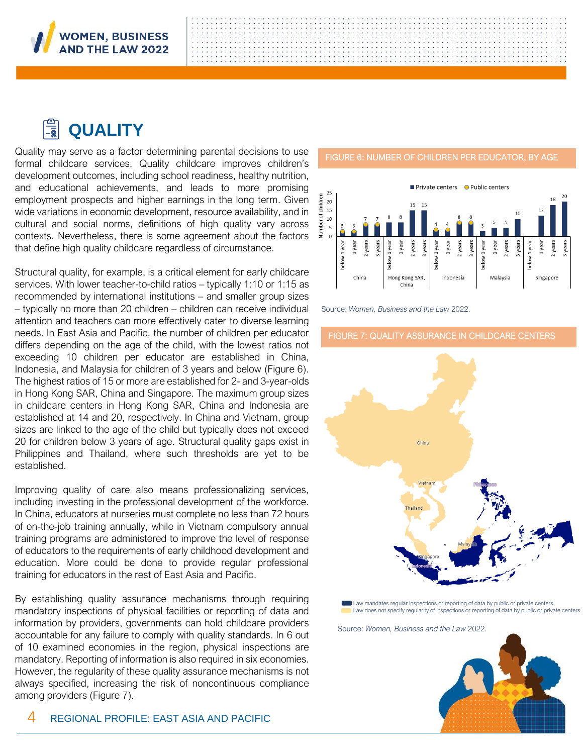# QUALITY

Quality may serve as a factor determining parental decisions to use formal childcare services. Quality childcare improves children's development outcomes, including school readiness, healthy nutrition, and educational achievements, and leads to more promising employment prospects and higher earnings in the long term. Given wide variations in economic development, resource availability, and in cultural and social norms, definitions of high quality vary across contexts. Nevertheless, there is some agreement about the factors that define high quality childcare regardless of circumstance.

Structural quality, for example, is a critical element for early childcare services. With lower teacher-to-child ratios – typically 1:10 or 1:15 as recommended by international institutions – and smaller group sizes – typically no more than 20 children – children can receive individual attention and teachers can more effectively cater to diverse learning needs. In East Asia and Pacific, the number of children per educator differs depending on the age of the child, with the lowest ratios not exceeding 10 children per educator are established in China, Indonesia, and Malaysia for children of 3 years and below (Figure 6). The highest ratios of 15 or more are established for 2- and 3-year-olds in Hong Kong SAR, China and Singapore. The maximum group sizes in childcare centers in Hong Kong SAR, China and Indonesia are established at 14 and 20, respectively. In China and Vietnam, group sizes are linked to the age of the child but typically does not exceed 20 for children below 3 years of age. Structural quality gaps exist in Philippines and Thailand, where such thresholds are yet to be established.

Improving quality of care also means professionalizing services, including investing in the professional development of the workforce. In China, educators at nurseries must complete no less than 72 hours of on-the-job training annually, while in Vietnam compulsory annual training programs are administered to improve the level of response of educators to the requirements of early childhood development and education. More could be done to provide regular professional training for educators in the rest of East Asia and Pacific.

By establishing quality assurance mechanisms through requiring mandatory inspections of physical facilities or reporting of data and information by providers, governments can hold childcare providers accountable for any failure to comply with quality standards. In 6 out of 10 examined economies in the region, physical inspections are mandatory. Reporting of information is also required in six economies. However, the regularity of these quality assurance mechanisms is not always specified, increasing the risk of noncontinuous compliance among providers (Figure 7).

**FIGURE 6: NUMBER OF CHILDREN PER EDUCATOR, BY AGE**

| Economy | Age | Number of children |
|---|---|---|
| China | below 1 year | 3 |
| China | 1 year | 3 |
| China | 2 years | 7 |
| China | 3 years | 7 |
| Hong Kong SAR, China | below 1 year | 8 |
| Hong Kong SAR, China | 1 year | 8 |
| Hong Kong SAR, China | 2 years | 15 |
| Hong Kong SAR, China | 3 years | 15 |
| Indonesia | below 1 year | 4 |
| Indonesia | 1 year | 4 |
| Indonesia | 2 years | 8 |
| Indonesia | 3 years | 8 |
| Malaysia | below 1 year | 3 |
| Malaysia | 1 year | 5 |
| Malaysia | 2 years | 5 |
| Malaysia | 3 years | 10 |
| Singapore | below 1 year | |
| Singapore | 1 year | 12 |
| Singapore | 2 years | 18 |
| Singapore | 3 years | 20 |

Legend: Private centers; Public centers

Source: *Women, Business and the Law* 2022.

**FIGURE 7: QUALITY ASSURANCE IN CHILDCARE CENTERS**

Map labels: China, Vietnam, Philippines, Thailand, Malaysia, Singapore, Indonesia

- Law mandates regular inspections or reporting of data by public or private centers
- Law does not specify regularity of inspections or reporting of data by public or private centers

Source: *Women, Business and the Law* 2022.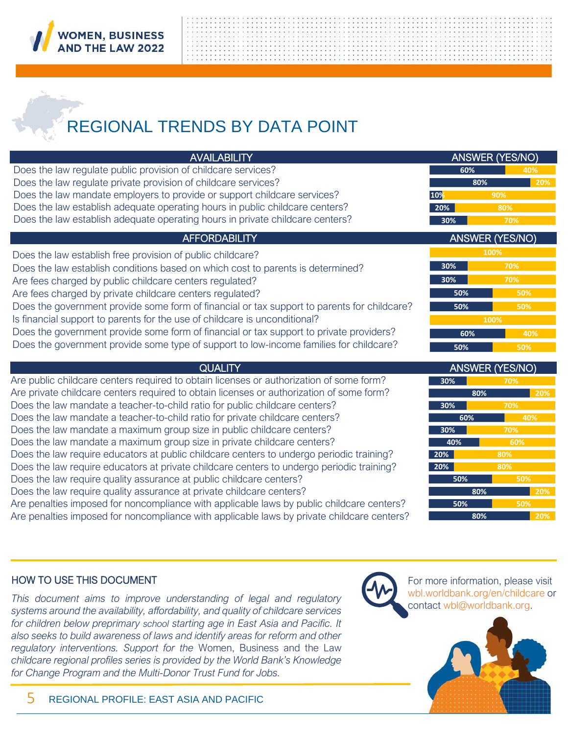# REGIONAL TRENDS BY DATA POINT

| AVAILABILITY | ANSWER (YES/NO) |
|---|---|
| Does the law regulate public provision of childcare services? | 60% 40% |
| Does the law regulate private provision of childcare services? | 80% 20% |
| Does the law mandate employers to provide or support childcare services? | 10% 90% |
| Does the law establish adequate operating hours in public childcare centers? | 20% 80% |
| Does the law establish adequate operating hours in private childcare centers? | 30% 70% |

| AFFORDABILITY | ANSWER (YES/NO) |
|---|---|
| Does the law establish free provision of public childcare? | 100% |
| Does the law establish conditions based on which cost to parents is determined? | 30% 70% |
| Are fees charged by public childcare centers regulated? | 30% 70% |
| Are fees charged by private childcare centers regulated? | 50% 50% |
| Does the government provide some form of financial or tax support to parents for childcare? | 50% 50% |
| Is financial support to parents for the use of childcare is unconditional? | 100% |
| Does the government provide some form of financial or tax support to private providers? | 60% 40% |
| Does the government provide some type of support to low-income families for childcare? | 50% 50% |

| QUALITY | ANSWER (YES/NO) |
|---|---|
| Are public childcare centers required to obtain licenses or authorization of some form? | 30% 70% |
| Are private childcare centers required to obtain licenses or authorization of some form? | 80% 20% |
| Does the law mandate a teacher-to-child ratio for public childcare centers? | 30% 70% |
| Does the law mandate a teacher-to-child ratio for private childcare centers? | 60% 40% |
| Does the law mandate a maximum group size in public childcare centers? | 30% 70% |
| Does the law mandate a maximum group size in private childcare centers? | 40% 60% |
| Does the law require educators at public childcare centers to undergo periodic training? | 20% 80% |
| Does the law require educators at private childcare centers to undergo periodic training? | 20% 80% |
| Does the law require quality assurance at public childcare centers? | 50% 50% |
| Does the law require quality assurance at private childcare centers? | 80% 20% |
| Are penalties imposed for noncompliance with applicable laws by public childcare centers? | 50% 50% |
| Are penalties imposed for noncompliance with applicable laws by private childcare centers? | 80% 20% |

## HOW TO USE THIS DOCUMENT

*This document aims to improve understanding of legal and regulatory systems around the availability, affordability, and quality of childcare services for children below preprimary school starting age in East Asia and Pacific. It also seeks to build awareness of laws and identify areas for reform and other regulatory interventions. Support for the Women, Business and the Law childcare regional profiles series is provided by the World Bank's Knowledge for Change Program and the Multi-Donor Trust Fund for Jobs.*

For more information, please visit wbl.worldbank.org/en/childcare or contact wbl@worldbank.org.